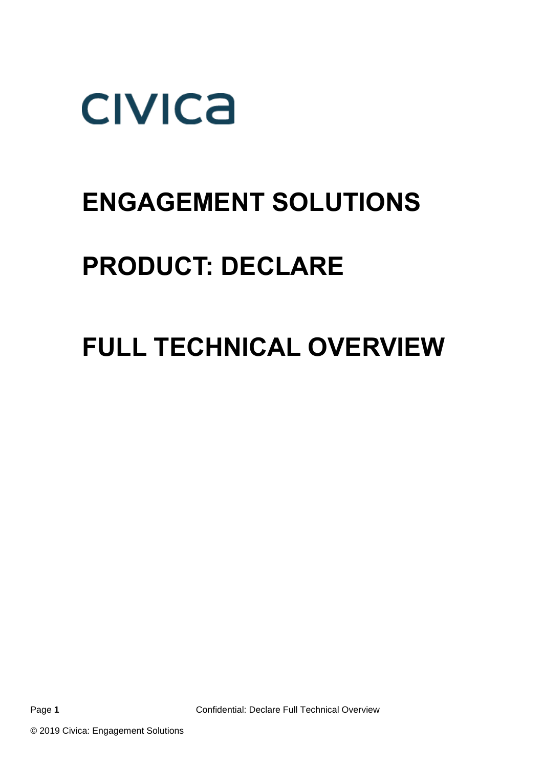civica

# ENGAGEMENT SOLUTIONS

# PRODUCT: DECLARE

# FULL TECHNICAL OVERVIEW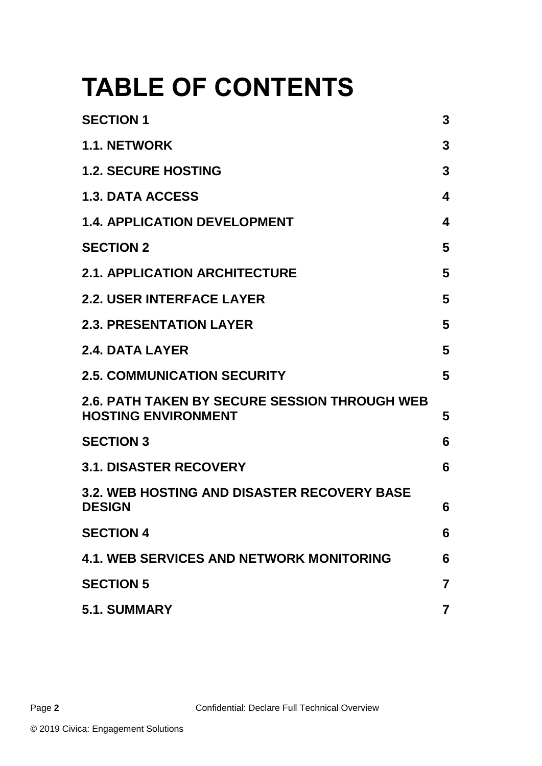# TABLE OF CONTENTS

| | |
|---|---|
| **SECTION 1** | **3** |
| **1.1. NETWORK** | **3** |
| **1.2. SECURE HOSTING** | **3** |
| **1.3. DATA ACCESS** | **4** |
| **1.4. APPLICATION DEVELOPMENT** | **4** |
| **SECTION 2** | **5** |
| **2.1. APPLICATION ARCHITECTURE** | **5** |
| **2.2. USER INTERFACE LAYER** | **5** |
| **2.3. PRESENTATION LAYER** | **5** |
| **2.4. DATA LAYER** | **5** |
| **2.5. COMMUNICATION SECURITY** | **5** |
| **2.6. PATH TAKEN BY SECURE SESSION THROUGH WEB HOSTING ENVIRONMENT** | **5** |
| **SECTION 3** | **6** |
| **3.1. DISASTER RECOVERY** | **6** |
| **3.2. WEB HOSTING AND DISASTER RECOVERY BASE DESIGN** | **6** |
| **SECTION 4** | **6** |
| **4.1. WEB SERVICES AND NETWORK MONITORING** | **6** |
| **SECTION 5** | **7** |
| **5.1. SUMMARY** | **7** |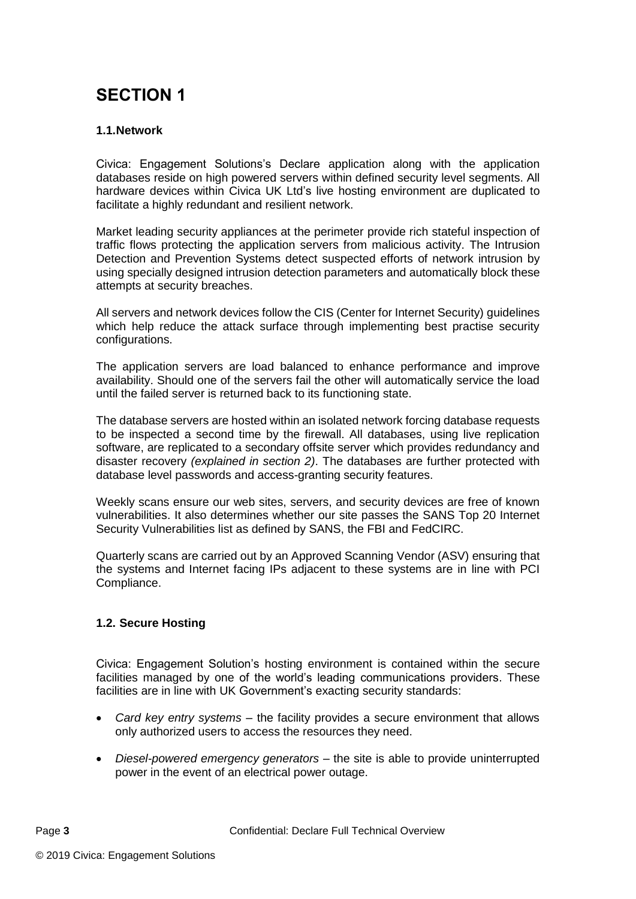# SECTION 1

### 1.1. Network

Civica: Engagement Solutions's Declare application along with the application databases reside on high powered servers within defined security level segments. All hardware devices within Civica UK Ltd's live hosting environment are duplicated to facilitate a highly redundant and resilient network.

Market leading security appliances at the perimeter provide rich stateful inspection of traffic flows protecting the application servers from malicious activity. The Intrusion Detection and Prevention Systems detect suspected efforts of network intrusion by using specially designed intrusion detection parameters and automatically block these attempts at security breaches.

All servers and network devices follow the CIS (Center for Internet Security) guidelines which help reduce the attack surface through implementing best practise security configurations.

The application servers are load balanced to enhance performance and improve availability. Should one of the servers fail the other will automatically service the load until the failed server is returned back to its functioning state.

The database servers are hosted within an isolated network forcing database requests to be inspected a second time by the firewall. All databases, using live replication software, are replicated to a secondary offsite server which provides redundancy and disaster recovery *(explained in section 2)*. The databases are further protected with database level passwords and access-granting security features.

Weekly scans ensure our web sites, servers, and security devices are free of known vulnerabilities. It also determines whether our site passes the SANS Top 20 Internet Security Vulnerabilities list as defined by SANS, the FBI and FedCIRC.

Quarterly scans are carried out by an Approved Scanning Vendor (ASV) ensuring that the systems and Internet facing IPs adjacent to these systems are in line with PCI Compliance.

### 1.2. Secure Hosting

Civica: Engagement Solution's hosting environment is contained within the secure facilities managed by one of the world's leading communications providers. These facilities are in line with UK Government's exacting security standards:

- *Card key entry systems* – the facility provides a secure environment that allows only authorized users to access the resources they need.
- *Diesel-powered emergency generators* – the site is able to provide uninterrupted power in the event of an electrical power outage.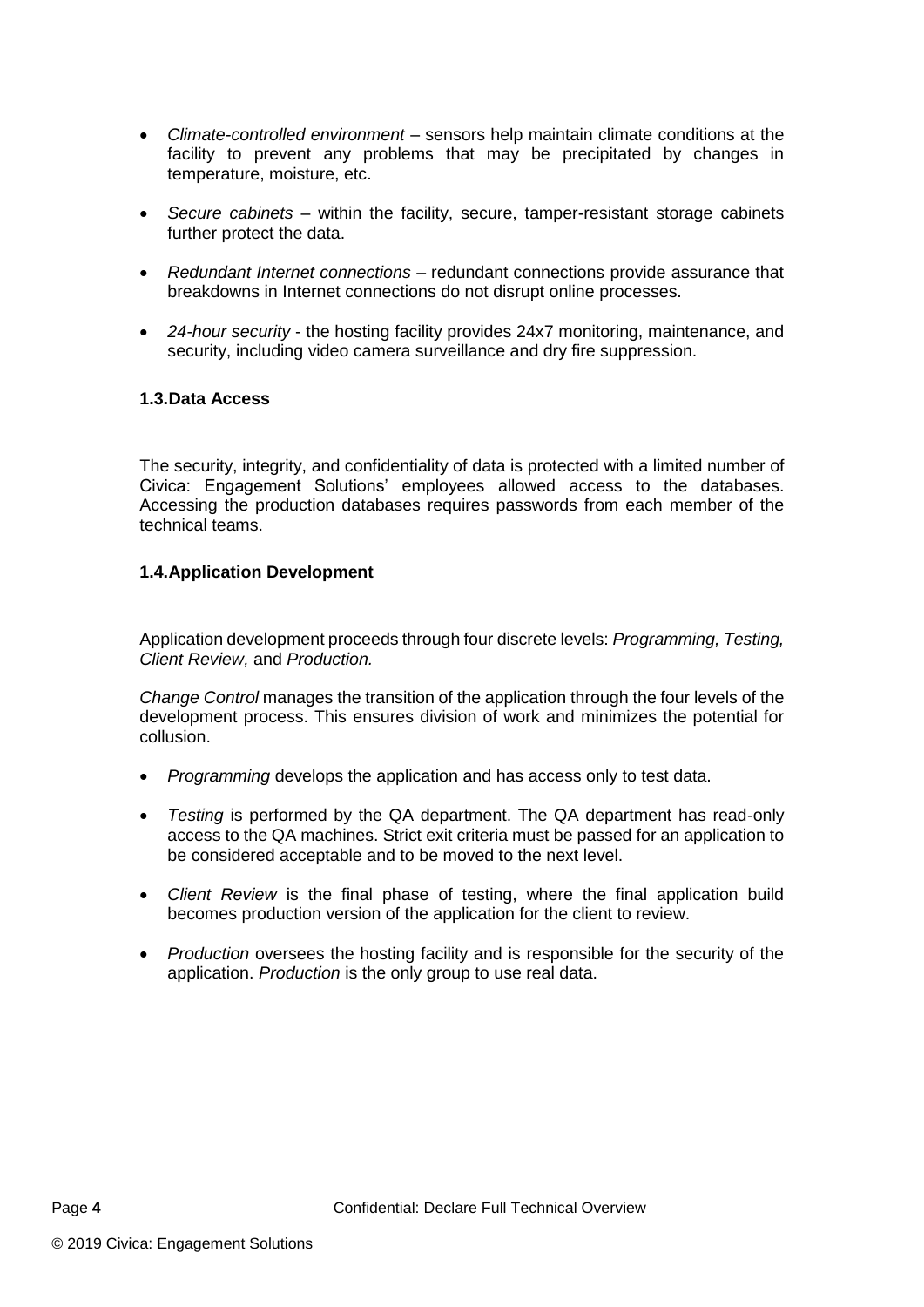- *Climate-controlled environment* – sensors help maintain climate conditions at the facility to prevent any problems that may be precipitated by changes in temperature, moisture, etc.
- *Secure cabinets* – within the facility, secure, tamper-resistant storage cabinets further protect the data.
- *Redundant Internet connections* – redundant connections provide assurance that breakdowns in Internet connections do not disrupt online processes.
- *24-hour security* - the hosting facility provides 24x7 monitoring, maintenance, and security, including video camera surveillance and dry fire suppression.

### 1.3. Data Access

The security, integrity, and confidentiality of data is protected with a limited number of Civica: Engagement Solutions' employees allowed access to the databases. Accessing the production databases requires passwords from each member of the technical teams.

### 1.4. Application Development

Application development proceeds through four discrete levels: *Programming, Testing, Client Review,* and *Production.*

*Change Control* manages the transition of the application through the four levels of the development process. This ensures division of work and minimizes the potential for collusion.

- *Programming* develops the application and has access only to test data.
- *Testing* is performed by the QA department. The QA department has read-only access to the QA machines. Strict exit criteria must be passed for an application to be considered acceptable and to be moved to the next level.
- *Client Review* is the final phase of testing, where the final application build becomes production version of the application for the client to review.
- *Production* oversees the hosting facility and is responsible for the security of the application. *Production* is the only group to use real data.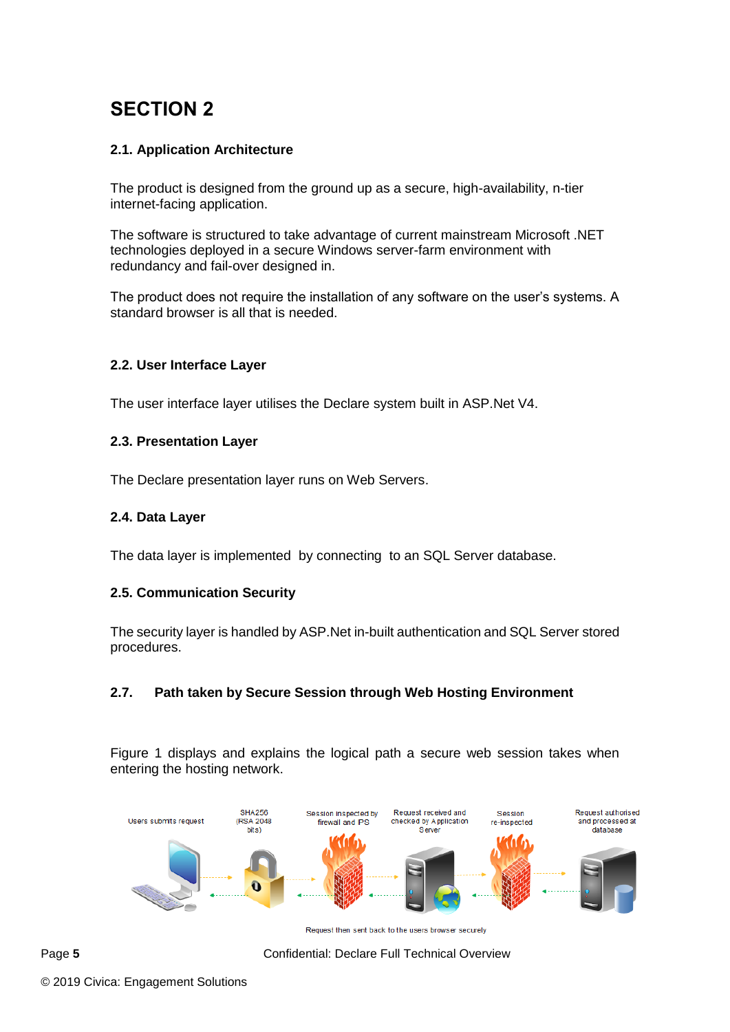# SECTION 2

## 2.1. Application Architecture

The product is designed from the ground up as a secure, high-availability, n-tier internet-facing application.

The software is structured to take advantage of current mainstream Microsoft .NET technologies deployed in a secure Windows server-farm environment with redundancy and fail-over designed in.

The product does not require the installation of any software on the user's systems. A standard browser is all that is needed.

## 2.2. User Interface Layer

The user interface layer utilises the Declare system built in ASP.Net V4.

## 2.3. Presentation Layer

The Declare presentation layer runs on Web Servers.

## 2.4. Data Layer

The data layer is implemented by connecting to an SQL Server database.

## 2.5. Communication Security

The security layer is handled by ASP.Net in-built authentication and SQL Server stored procedures.

## 2.7. Path taken by Secure Session through Web Hosting Environment

Figure 1 displays and explains the logical path a secure web session takes when entering the hosting network.

Users submits request → SHA256 (RSA 2048 bits) → Session inspected by firewall and IPS → Request received and checked by Application Server → Session re-inspected → Request authorised and processed at database

Request then sent back to the users browser securely

Confidential: Declare Full Technical Overview

© 2019 Civica: Engagement Solutions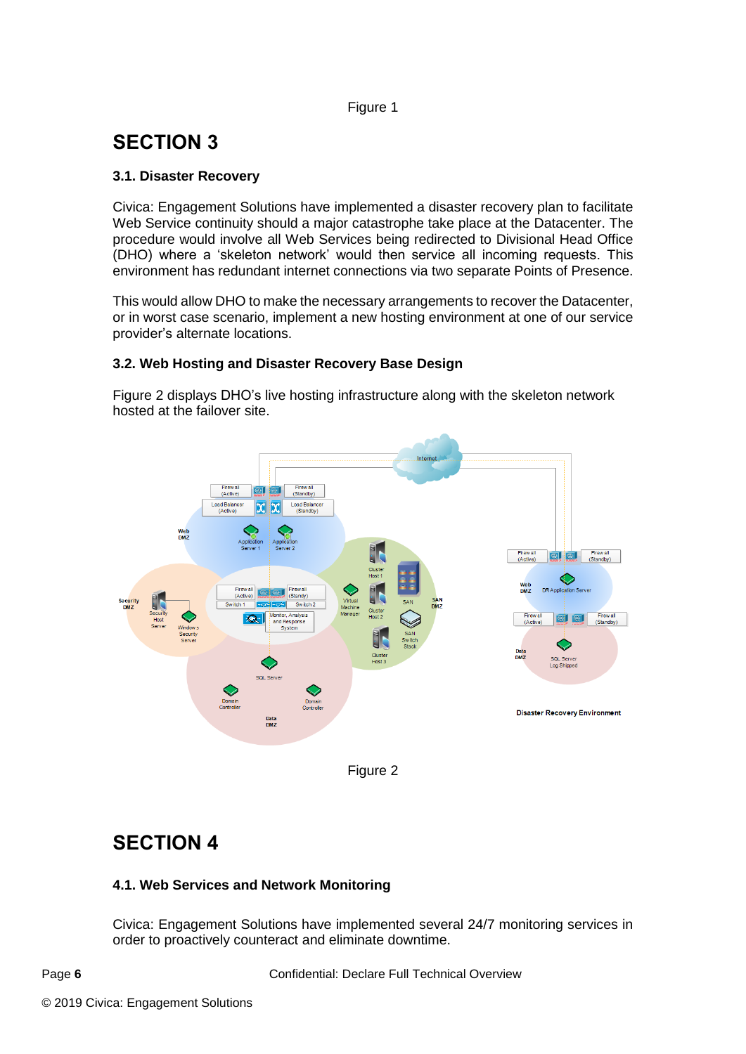Figure 1

# SECTION 3

### 3.1. Disaster Recovery

Civica: Engagement Solutions have implemented a disaster recovery plan to facilitate Web Service continuity should a major catastrophe take place at the Datacenter. The procedure would involve all Web Services being redirected to Divisional Head Office (DHO) where a 'skeleton network' would then service all incoming requests. This environment has redundant internet connections via two separate Points of Presence.

This would allow DHO to make the necessary arrangements to recover the Datacenter, or in worst case scenario, implement a new hosting environment at one of our service provider's alternate locations.

### 3.2. Web Hosting and Disaster Recovery Base Design

Figure 2 displays DHO's live hosting infrastructure along with the skeleton network hosted at the failover site.

Figure 2

# SECTION 4

### 4.1. Web Services and Network Monitoring

Civica: Engagement Solutions have implemented several 24/7 monitoring services in order to proactively counteract and eliminate downtime.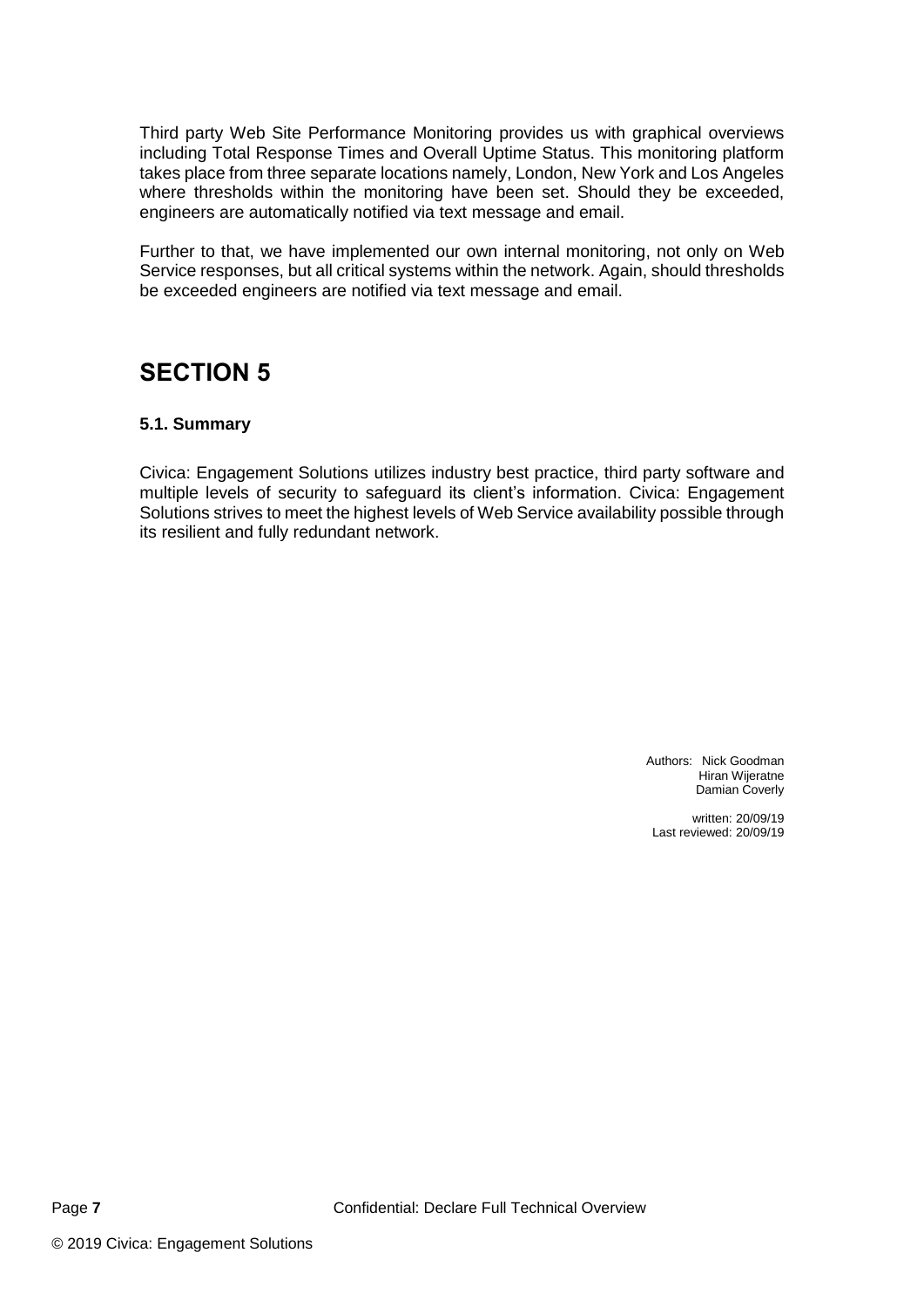Third party Web Site Performance Monitoring provides us with graphical overviews including Total Response Times and Overall Uptime Status. This monitoring platform takes place from three separate locations namely, London, New York and Los Angeles where thresholds within the monitoring have been set. Should they be exceeded, engineers are automatically notified via text message and email.

Further to that, we have implemented our own internal monitoring, not only on Web Service responses, but all critical systems within the network. Again, should thresholds be exceeded engineers are notified via text message and email.

# SECTION 5

### 5.1. Summary

Civica: Engagement Solutions utilizes industry best practice, third party software and multiple levels of security to safeguard its client's information. Civica: Engagement Solutions strives to meet the highest levels of Web Service availability possible through its resilient and fully redundant network.

Authors: Nick Goodman
Hiran Wijeratne
Damian Coverly

written: 20/09/19
Last reviewed: 20/09/19